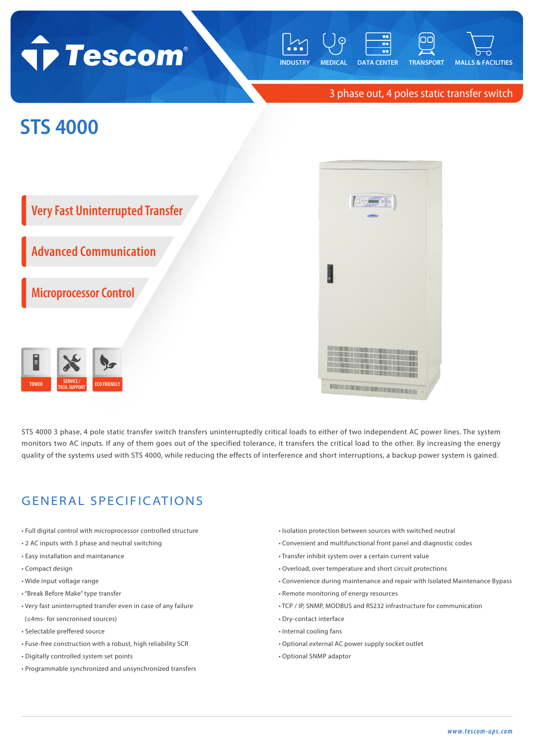Tescom®

INDUSTRY | MEDICAL | DATA CENTER | TRANSPORT | MALLS & FACILITIES

3 phase out, 4 poles static transfer switch

# STS 4000

## Very Fast Uninterrupted Transfer

## Advanced Communication

## Microprocessor Control

TOWER | SERVICE / TECH. SUPPORT | ECO FRIENDLY

STS 4000 3 phase, 4 pole static transfer switch transfers uninterruptedly critical loads to either of two independent AC power lines. The system monitors two AC inputs. If any of them goes out of the specified tolerance, it transfers the critical load to the other. By increasing the energy quality of the systems used with STS 4000, while reducing the effects of interference and short interruptions, a backup power system is gained.

## GENERAL SPECIFICATIONS

- Full digital control with microprocessor controlled structure
- 2 AC inputs with 3 phase and neutral switching
- Easy installation and maintanance
- Compact design
- Wide input voltage range
- "Break Before Make" type transfer
- Very fast uninterrupted transfer even in case of any failure (≤4ms- for sencronised sources)
- Selectable preffered source
- Fuse-free construction with a robust, high reliability SCR
- Digitally controlled system set points
- Programmable synchronized and unsynchronized transfers
- Isolation protection between sources with switched neutral
- Convenient and multifunctional front panel and diagnostic codes
- Transfer inhibit system over a certain current value
- Overload, over temperature and short circuit protections
- Convenience during maintenance and repair with Isolated Maintenance Bypass
- Remote monitoring of energy resources
- TCP / IP, SNMP, MODBUS and RS232 infrastructure for communication
- Dry-contact interface
- Internal cooling fans
- Optional external AC power supply socket outlet
- Optional SNMP adaptor

www.tescom-ups.com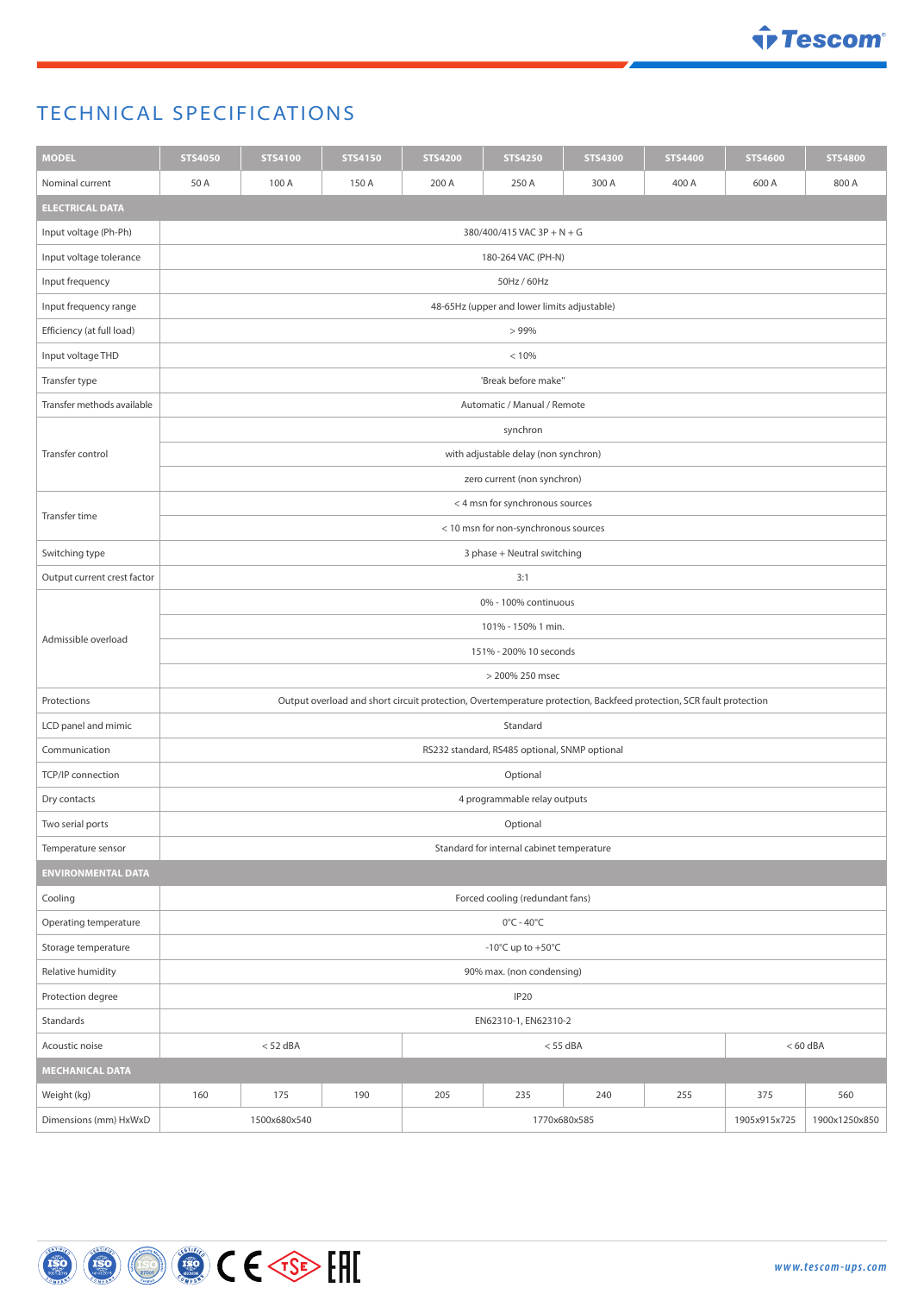# TECHNICAL SPECIFICATIONS

| MODEL | STS4050 | STS4100 | STS4150 | STS4200 | STS4250 | STS4300 | STS4400 | STS4600 | STS4800 |
|---|---|---|---|---|---|---|---|---|---|
| Nominal current | 50 A | 100 A | 150 A | 200 A | 250 A | 300 A | 400 A | 600 A | 800 A |
| **ELECTRICAL DATA** | | | | | | | | | |
| Input voltage (Ph-Ph) | 380/400/415 VAC 3P + N + G | | | | | | | | |
| Input voltage tolerance | 180-264 VAC (PH-N) | | | | | | | | |
| Input frequency | 50Hz / 60Hz | | | | | | | | |
| Input frequency range | 48-65Hz (upper and lower limits adjustable) | | | | | | | | |
| Efficiency (at full load) | > 99% | | | | | | | | |
| Input voltage THD | < 10% | | | | | | | | |
| Transfer type | 'Break before make" | | | | | | | | |
| Transfer methods available | Automatic / Manual / Remote | | | | | | | | |
| Transfer control | synchron | | | | | | | | |
| | with adjustable delay (non synchron) | | | | | | | | |
| | zero current (non synchron) | | | | | | | | |
| Transfer time | < 4 msn for synchronous sources | | | | | | | | |
| | < 10 msn for non-synchronous sources | | | | | | | | |
| Switching type | 3 phase + Neutral switching | | | | | | | | |
| Output current crest factor | 3:1 | | | | | | | | |
| Admissible overload | 0% - 100% continuous | | | | | | | | |
| | 101% - 150% 1 min. | | | | | | | | |
| | 151% - 200% 10 seconds | | | | | | | | |
| | > 200% 250 msec | | | | | | | | |
| Protections | Output overload and short circuit protection, Overtemperature protection, Backfeed protection, SCR fault protection | | | | | | | | |
| LCD panel and mimic | Standard | | | | | | | | |
| Communication | RS232 standard, RS485 optional, SNMP optional | | | | | | | | |
| TCP/IP connection | Optional | | | | | | | | |
| Dry contacts | 4 programmable relay outputs | | | | | | | | |
| Two serial ports | Optional | | | | | | | | |
| Temperature sensor | Standard for internal cabinet temperature | | | | | | | | |
| **ENVIRONMENTAL DATA** | | | | | | | | | |
| Cooling | Forced cooling (redundant fans) | | | | | | | | |
| Operating temperature | 0°C - 40°C | | | | | | | | |
| Storage temperature | -10°C up to +50°C | | | | | | | | |
| Relative humidity | 90% max. (non condensing) | | | | | | | | |
| Protection degree | IP20 | | | | | | | | |
| Standards | EN62310-1, EN62310-2 | | | | | | | | |
| Acoustic noise | < 52 dBA | | | < 55 dBA | | | | < 60 dBA | |
| **MECHANICAL DATA** | | | | | | | | | |
| Weight (kg) | 160 | 175 | 190 | 205 | 235 | 240 | 255 | 375 | 560 |
| Dimensions (mm) HxWxD | 1500x680x540 | | | 1770x680x585 | | | | 1905x915x725 | 1900x1250x850 |

www.tescom-ups.com